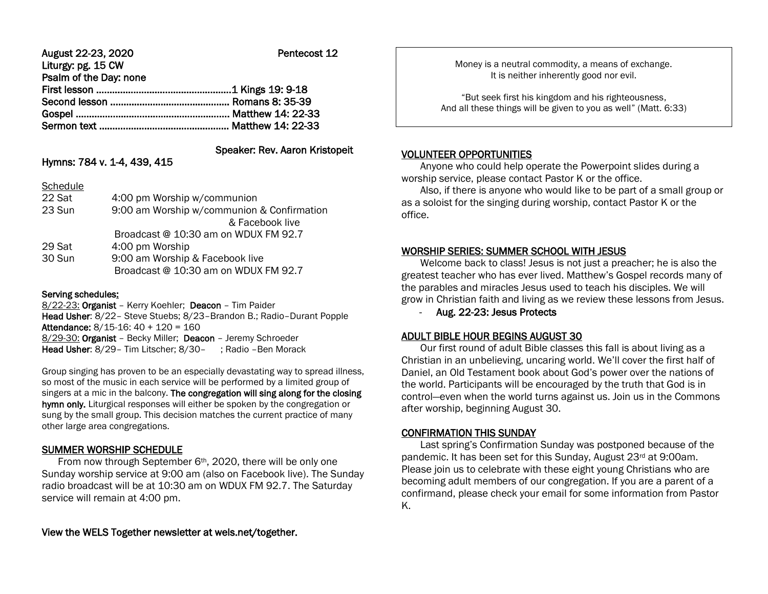**August 22-23, 2020 Pentecost 12**

**Liturgy: pg. 15 CW**

**Psalm of the Day: none**

**First lesson ..................................................1 Kings 19: 9-18**

**Second lesson ............................................ Romans 8: 35-39**

**Gospel ......................................................... Matthew 14: 22-33**

**Sermon text ................................................ Matthew 14: 22-33**

**Speaker: Rev. Aaron Kristopeit**

**Hymns: 784 v. 1-4, 439, 415**

Schedule

| | |
|---|---|
| 22 Sat | 4:00 pm Worship w/communion |
| 23 Sun | 9:00 am Worship w/communion & Confirmation & Facebook live |
| | Broadcast @ 10:30 am on WDUX FM 92.7 |
| 29 Sat | 4:00 pm Worship |
| 30 Sun | 9:00 am Worship & Facebook live |
| | Broadcast @ 10:30 am on WDUX FM 92.7 |

**Serving schedules:**

8/22-23: **Organist** – Kerry Koehler; **Deacon** – Tim Paider

**Head Usher**: 8/22– Steve Stuebs; 8/23–Brandon B.; Radio–Durant Popple

**Attendance:** 8/15-16: 40 + 120 = 160

8/29-30: **Organist** – Becky Miller; **Deacon** – Jeremy Schroeder

**Head Usher**: 8/29– Tim Litscher; 8/30– ; Radio –Ben Morack

Group singing has proven to be an especially devastating way to spread illness, so most of the music in each service will be performed by a limited group of singers at a mic in the balcony. **The congregation will sing along for the closing hymn only.** Liturgical responses will either be spoken by the congregation or sung by the small group. This decision matches the current practice of many other large area congregations.

**SUMMER WORSHIP SCHEDULE**

From now through September 6th, 2020, there will be only one Sunday worship service at 9:00 am (also on Facebook live). The Sunday radio broadcast will be at 10:30 am on WDUX FM 92.7. The Saturday service will remain at 4:00 pm.

**View the WELS Together newsletter at wels.net/together.**

Money is a neutral commodity, a means of exchange.
It is neither inherently good nor evil.

"But seek first his kingdom and his righteousness,
And all these things will be given to you as well" (Matt. 6:33)

**VOLUNTEER OPPORTUNITIES**

Anyone who could help operate the Powerpoint slides during a worship service, please contact Pastor K or the office.

Also, if there is anyone who would like to be part of a small group or as a soloist for the singing during worship, contact Pastor K or the office.

**WORSHIP SERIES: SUMMER SCHOOL WITH JESUS**

Welcome back to class! Jesus is not just a preacher; he is also the greatest teacher who has ever lived. Matthew's Gospel records many of the parables and miracles Jesus used to teach his disciples. We will grow in Christian faith and living as we review these lessons from Jesus.

- **Aug. 22-23: Jesus Protects**

**ADULT BIBLE HOUR BEGINS AUGUST 30**

Our first round of adult Bible classes this fall is about living as a Christian in an unbelieving, uncaring world. We'll cover the first half of Daniel, an Old Testament book about God's power over the nations of the world. Participants will be encouraged by the truth that God is in control—even when the world turns against us. Join us in the Commons after worship, beginning August 30.

**CONFIRMATION THIS SUNDAY**

Last spring's Confirmation Sunday was postponed because of the pandemic. It has been set for this Sunday, August 23rd at 9:00am. Please join us to celebrate with these eight young Christians who are becoming adult members of our congregation. If you are a parent of a confirmand, please check your email for some information from Pastor K.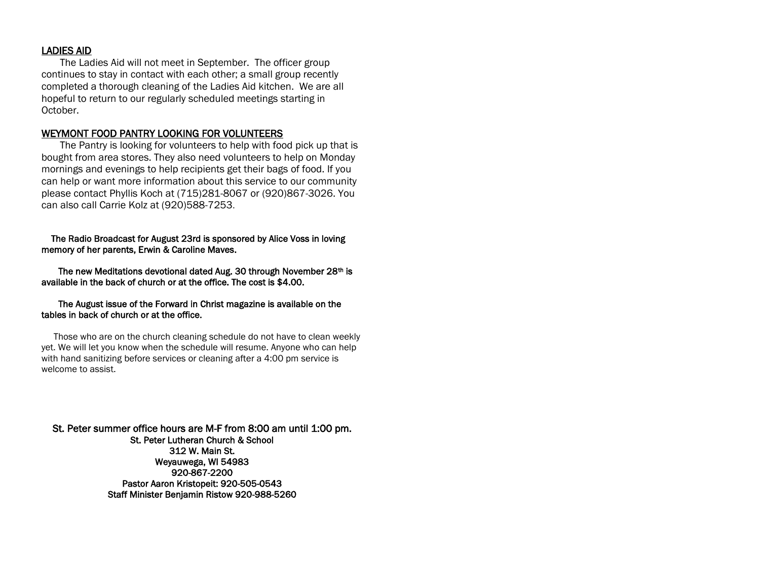## LADIES AID

The Ladies Aid will not meet in September. The officer group continues to stay in contact with each other; a small group recently completed a thorough cleaning of the Ladies Aid kitchen. We are all hopeful to return to our regularly scheduled meetings starting in October.

## WEYMONT FOOD PANTRY LOOKING FOR VOLUNTEERS

The Pantry is looking for volunteers to help with food pick up that is bought from area stores. They also need volunteers to help on Monday mornings and evenings to help recipients get their bags of food. If you can help or want more information about this service to our community please contact Phyllis Koch at (715)281-8067 or (920)867-3026. You can also call Carrie Kolz at (920)588-7253.

The Radio Broadcast for August 23rd is sponsored by Alice Voss in loving memory of her parents, Erwin & Caroline Maves.

The new Meditations devotional dated Aug. 30 through November 28th is available in the back of church or at the office. The cost is $4.00.

The August issue of the Forward in Christ magazine is available on the tables in back of church or at the office.

Those who are on the church cleaning schedule do not have to clean weekly yet. We will let you know when the schedule will resume. Anyone who can help with hand sanitizing before services or cleaning after a 4:00 pm service is welcome to assist.

St. Peter summer office hours are M-F from 8:00 am until 1:00 pm.

St. Peter Lutheran Church & School
312 W. Main St.
Weyauwega, WI 54983
920-867-2200
Pastor Aaron Kristopeit: 920-505-0543
Staff Minister Benjamin Ristow 920-988-5260